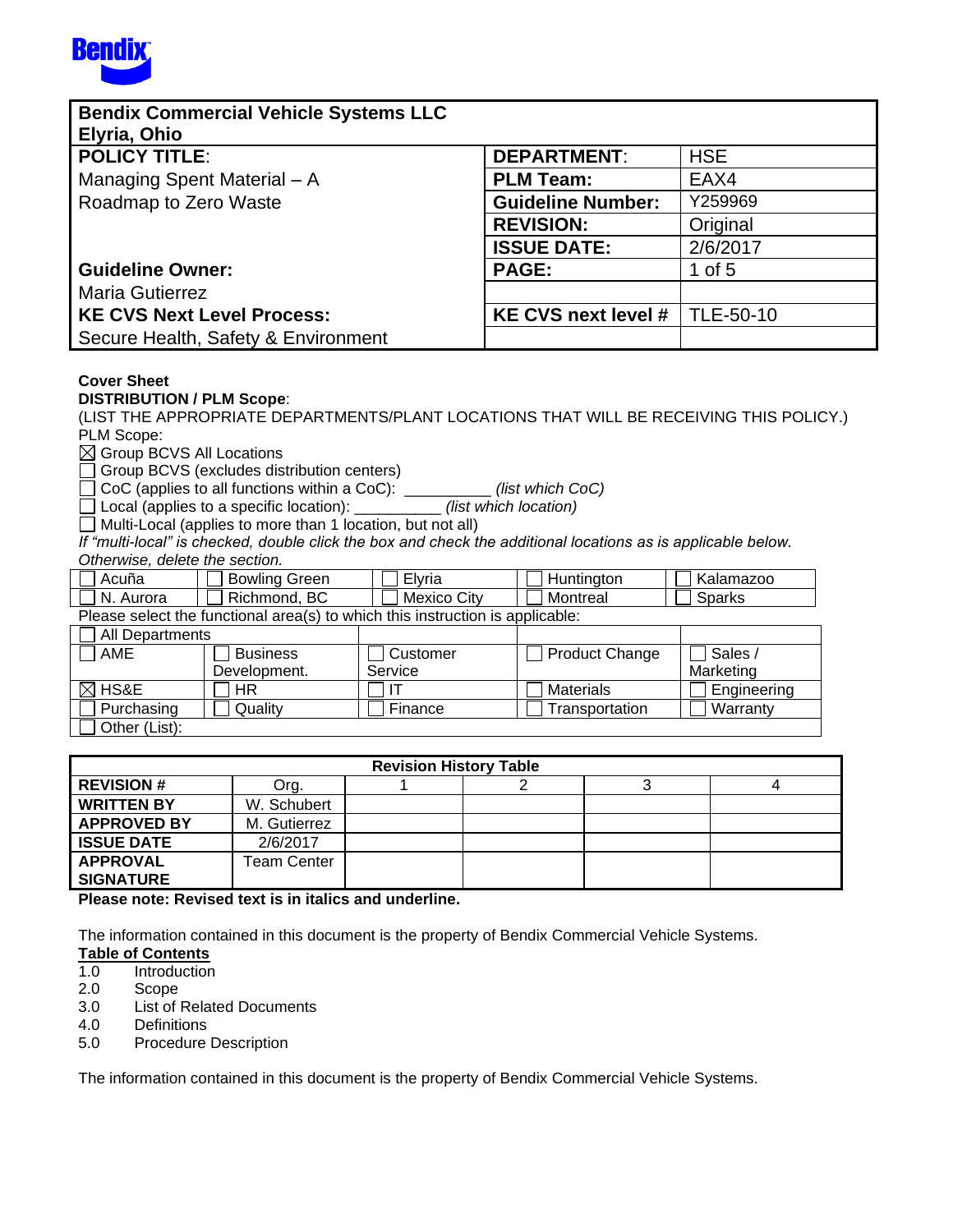Bendix

| **Bendix Commercial Vehicle Systems LLC**<br>**Elyria, Ohio** | | |
|---|---|---|
| **POLICY TITLE**:<br>Managing Spent Material – A Roadmap to Zero Waste | **DEPARTMENT**: | HSE |
| | **PLM Team:** | EAX4 |
| | **Guideline Number:** | Y259969 |
| | **REVISION:** | Original |
| | **ISSUE DATE:** | 2/6/2017 |
| **Guideline Owner:** | **PAGE:** | 1 of 5 |
| Maria Gutierrez | | |
| **KE CVS Next Level Process:** | **KE CVS next level #** | TLE-50-10 |
| Secure Health, Safety & Environment | | |

**Cover Sheet**

**DISTRIBUTION / PLM Scope**:

(LIST THE APPROPRIATE DEPARTMENTS/PLANT LOCATIONS THAT WILL BE RECEIVING THIS POLICY.)

PLM Scope:

☒ Group BCVS All Locations
☐ Group BCVS (excludes distribution centers)
☐ CoC (applies to all functions within a CoC): __________ *(list which CoC)*
☐ Local (applies to a specific location): __________ *(list which location)*
☐ Multi-Local (applies to more than 1 location, but not all)

*If "multi-local" is checked, double click the box and check the additional locations as is applicable below. Otherwise, delete the section.*

| ☐ Acuña | ☐ Bowling Green | ☐ Elyria | ☐ Huntington | ☐ Kalamazoo |
|---|---|---|---|---|
| ☐ N. Aurora | ☐ Richmond, BC | ☐ Mexico City | ☐ Montreal | ☐ Sparks |

Please select the functional area(s) to which this instruction is applicable:

| ☐ All Departments | | | | |
|---|---|---|---|---|
| ☐ AME | ☐ Business Development. | ☐ Customer Service | ☐ Product Change | ☐ Sales / Marketing |
| ☒ HS&E | ☐ HR | ☐ IT | ☐ Materials | ☐ Engineering |
| ☐ Purchasing | ☐ Quality | ☐ Finance | ☐ Transportation | ☐ Warranty |
| ☐ Other (List): | | | | |

| **Revision History Table** | | | | | |
|---|---|---|---|---|---|
| **REVISION #** | Org. | 1 | 2 | 3 | 4 |
| **WRITTEN BY** | W. Schubert | | | | |
| **APPROVED BY** | M. Gutierrez | | | | |
| **ISSUE DATE** | 2/6/2017 | | | | |
| **APPROVAL SIGNATURE** | Team Center | | | | |

**Please note: Revised text is in italics and underline.**

The information contained in this document is the property of Bendix Commercial Vehicle Systems.

**Table of Contents**

1.0 Introduction
2.0 Scope
3.0 List of Related Documents
4.0 Definitions
5.0 Procedure Description

The information contained in this document is the property of Bendix Commercial Vehicle Systems.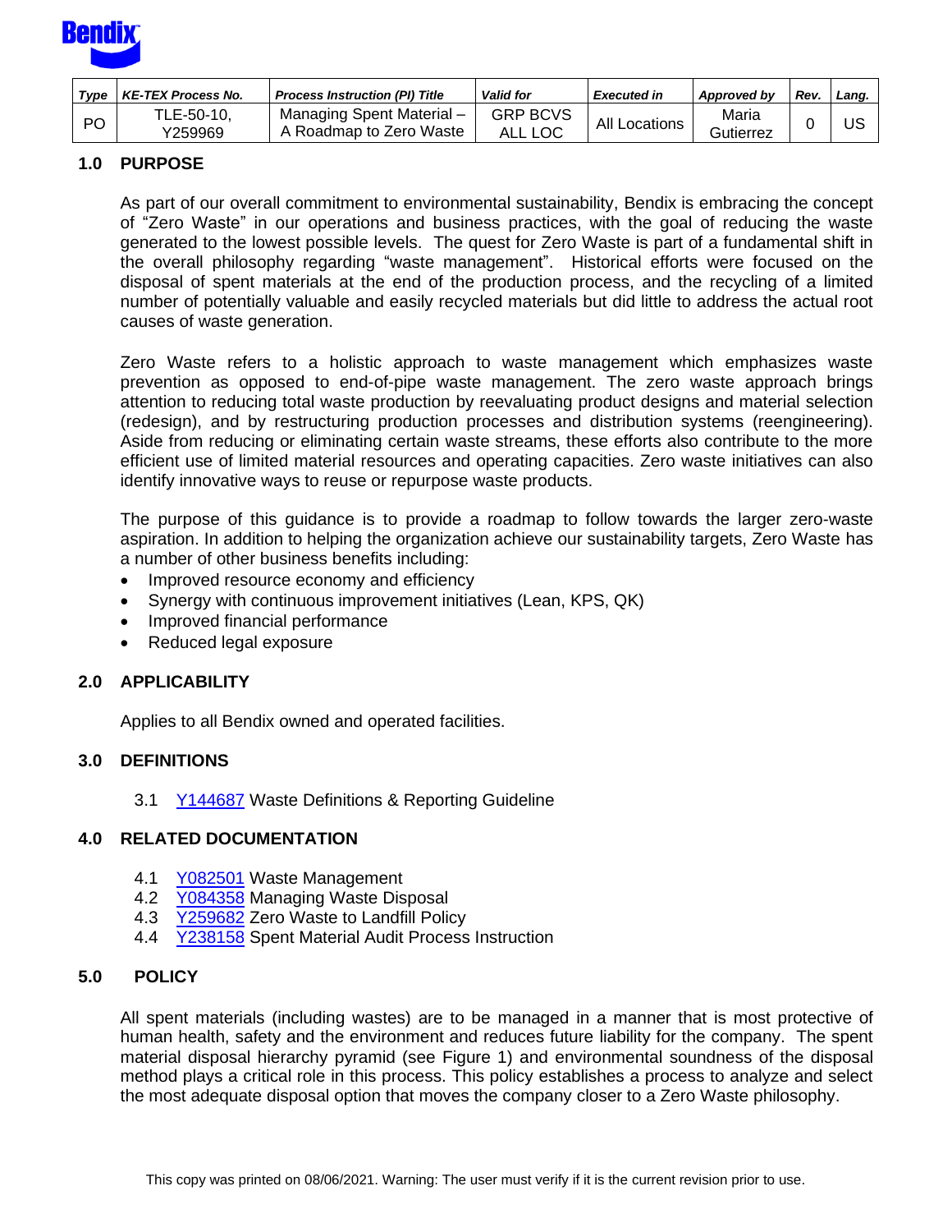| Type | KE-TEX Process No. | Process Instruction (PI) Title | Valid for | Executed in | Approved by | Rev. | Lang. |
|---|---|---|---|---|---|---|---|
| PO | TLE-50-10, Y259969 | Managing Spent Material – A Roadmap to Zero Waste | GRP BCVS ALL LOC | All Locations | Maria Gutierrez | 0 | US |

## 1.0 PURPOSE

As part of our overall commitment to environmental sustainability, Bendix is embracing the concept of "Zero Waste" in our operations and business practices, with the goal of reducing the waste generated to the lowest possible levels. The quest for Zero Waste is part of a fundamental shift in the overall philosophy regarding "waste management". Historical efforts were focused on the disposal of spent materials at the end of the production process, and the recycling of a limited number of potentially valuable and easily recycled materials but did little to address the actual root causes of waste generation.

Zero Waste refers to a holistic approach to waste management which emphasizes waste prevention as opposed to end-of-pipe waste management. The zero waste approach brings attention to reducing total waste production by reevaluating product designs and material selection (redesign), and by restructuring production processes and distribution systems (reengineering). Aside from reducing or eliminating certain waste streams, these efforts also contribute to the more efficient use of limited material resources and operating capacities. Zero waste initiatives can also identify innovative ways to reuse or repurpose waste products.

The purpose of this guidance is to provide a roadmap to follow towards the larger zero-waste aspiration. In addition to helping the organization achieve our sustainability targets, Zero Waste has a number of other business benefits including:

- Improved resource economy and efficiency
- Synergy with continuous improvement initiatives (Lean, KPS, QK)
- Improved financial performance
- Reduced legal exposure

## 2.0 APPLICABILITY

Applies to all Bendix owned and operated facilities.

## 3.0 DEFINITIONS

3.1 Y144687 Waste Definitions & Reporting Guideline

## 4.0 RELATED DOCUMENTATION

4.1 Y082501 Waste Management
4.2 Y084358 Managing Waste Disposal
4.3 Y259682 Zero Waste to Landfill Policy
4.4 Y238158 Spent Material Audit Process Instruction

## 5.0 POLICY

All spent materials (including wastes) are to be managed in a manner that is most protective of human health, safety and the environment and reduces future liability for the company. The spent material disposal hierarchy pyramid (see Figure 1) and environmental soundness of the disposal method plays a critical role in this process. This policy establishes a process to analyze and select the most adequate disposal option that moves the company closer to a Zero Waste philosophy.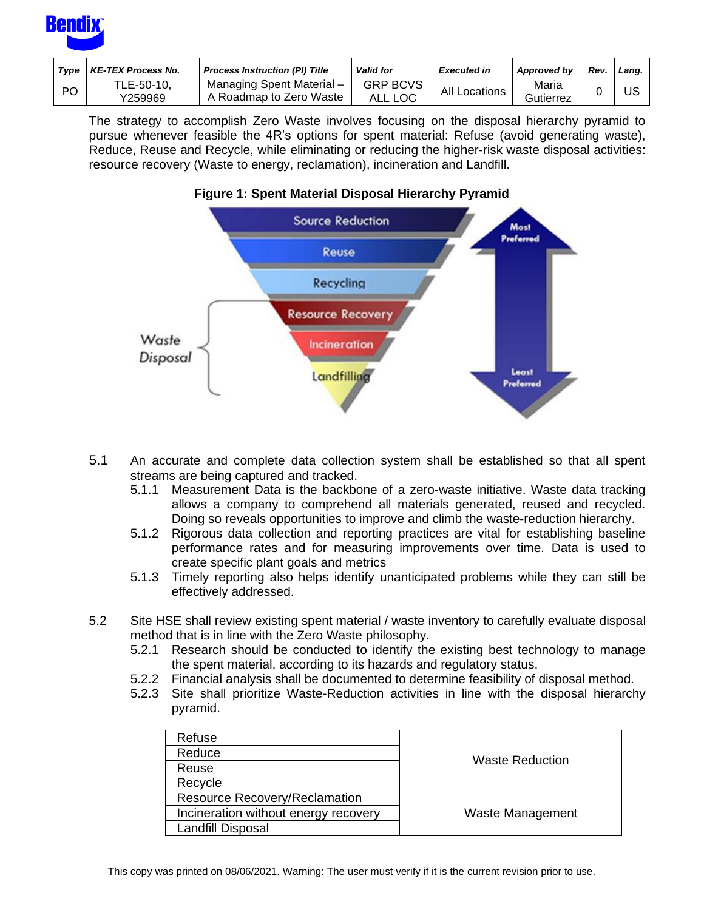| Type | KE-TEX Process No. | Process Instruction (PI) Title | Valid for | Executed in | Approved by | Rev. | Lang. |
|---|---|---|---|---|---|---|---|
| PO | TLE-50-10, Y259969 | Managing Spent Material – A Roadmap to Zero Waste | GRP BCVS ALL LOC | All Locations | Maria Gutierrez | 0 | US |

The strategy to accomplish Zero Waste involves focusing on the disposal hierarchy pyramid to pursue whenever feasible the 4R's options for spent material: Refuse (avoid generating waste), Reduce, Reuse and Recycle, while eliminating or reducing the higher-risk waste disposal activities: resource recovery (Waste to energy, reclamation), incineration and Landfill.

**Figure 1: Spent Material Disposal Hierarchy Pyramid**

Source Reduction
Reuse
Recycling
Resource Recovery
Incineration
Landfilling

Waste Disposal

Most Preferred
Least Preferred

5.1 An accurate and complete data collection system shall be established so that all spent streams are being captured and tracked.

- 5.1.1 Measurement Data is the backbone of a zero-waste initiative. Waste data tracking allows a company to comprehend all materials generated, reused and recycled. Doing so reveals opportunities to improve and climb the waste-reduction hierarchy.
- 5.1.2 Rigorous data collection and reporting practices are vital for establishing baseline performance rates and for measuring improvements over time. Data is used to create specific plant goals and metrics
- 5.1.3 Timely reporting also helps identify unanticipated problems while they can still be effectively addressed.

5.2 Site HSE shall review existing spent material / waste inventory to carefully evaluate disposal method that is in line with the Zero Waste philosophy.

- 5.2.1 Research should be conducted to identify the existing best technology to manage the spent material, according to its hazards and regulatory status.
- 5.2.2 Financial analysis shall be documented to determine feasibility of disposal method.
- 5.2.3 Site shall prioritize Waste-Reduction activities in line with the disposal hierarchy pyramid.

| | |
|---|---|
| Refuse | Waste Reduction |
| Reduce | |
| Reuse | |
| Recycle | |
| Resource Recovery/Reclamation | Waste Management |
| Incineration without energy recovery | |
| Landfill Disposal | |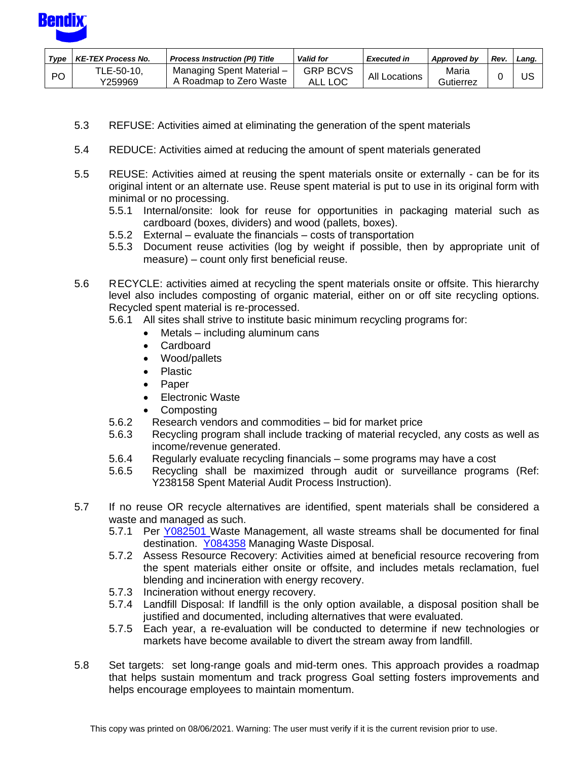5.3 REFUSE: Activities aimed at eliminating the generation of the spent materials

5.4 REDUCE: Activities aimed at reducing the amount of spent materials generated

5.5 REUSE: Activities aimed at reusing the spent materials onsite or externally - can be for its original intent or an alternate use. Reuse spent material is put to use in its original form with minimal or no processing.

- 5.5.1 Internal/onsite: look for reuse for opportunities in packaging material such as cardboard (boxes, dividers) and wood (pallets, boxes).
- 5.5.2 External – evaluate the financials – costs of transportation
- 5.5.3 Document reuse activities (log by weight if possible, then by appropriate unit of measure) – count only first beneficial reuse.

5.6 RECYCLE: activities aimed at recycling the spent materials onsite or offsite. This hierarchy level also includes composting of organic material, either on or off site recycling options. Recycled spent material is re-processed.

- 5.6.1 All sites shall strive to institute basic minimum recycling programs for:
  - Metals – including aluminum cans
  - Cardboard
  - Wood/pallets
  - Plastic
  - Paper
  - Electronic Waste
  - Composting
- 5.6.2 Research vendors and commodities – bid for market price
- 5.6.3 Recycling program shall include tracking of material recycled, any costs as well as income/revenue generated.
- 5.6.4 Regularly evaluate recycling financials – some programs may have a cost
- 5.6.5 Recycling shall be maximized through audit or surveillance programs (Ref: Y238158 Spent Material Audit Process Instruction).

5.7 If no reuse OR recycle alternatives are identified, spent materials shall be considered a waste and managed as such.

- 5.7.1 Per Y082501 Waste Management, all waste streams shall be documented for final destination. Y084358 Managing Waste Disposal.
- 5.7.2 Assess Resource Recovery: Activities aimed at beneficial resource recovering from the spent materials either onsite or offsite, and includes metals reclamation, fuel blending and incineration with energy recovery.
- 5.7.3 Incineration without energy recovery.
- 5.7.4 Landfill Disposal: If landfill is the only option available, a disposal position shall be justified and documented, including alternatives that were evaluated.
- 5.7.5 Each year, a re-evaluation will be conducted to determine if new technologies or markets have become available to divert the stream away from landfill.

5.8 Set targets: set long-range goals and mid-term ones. This approach provides a roadmap that helps sustain momentum and track progress Goal setting fosters improvements and helps encourage employees to maintain momentum.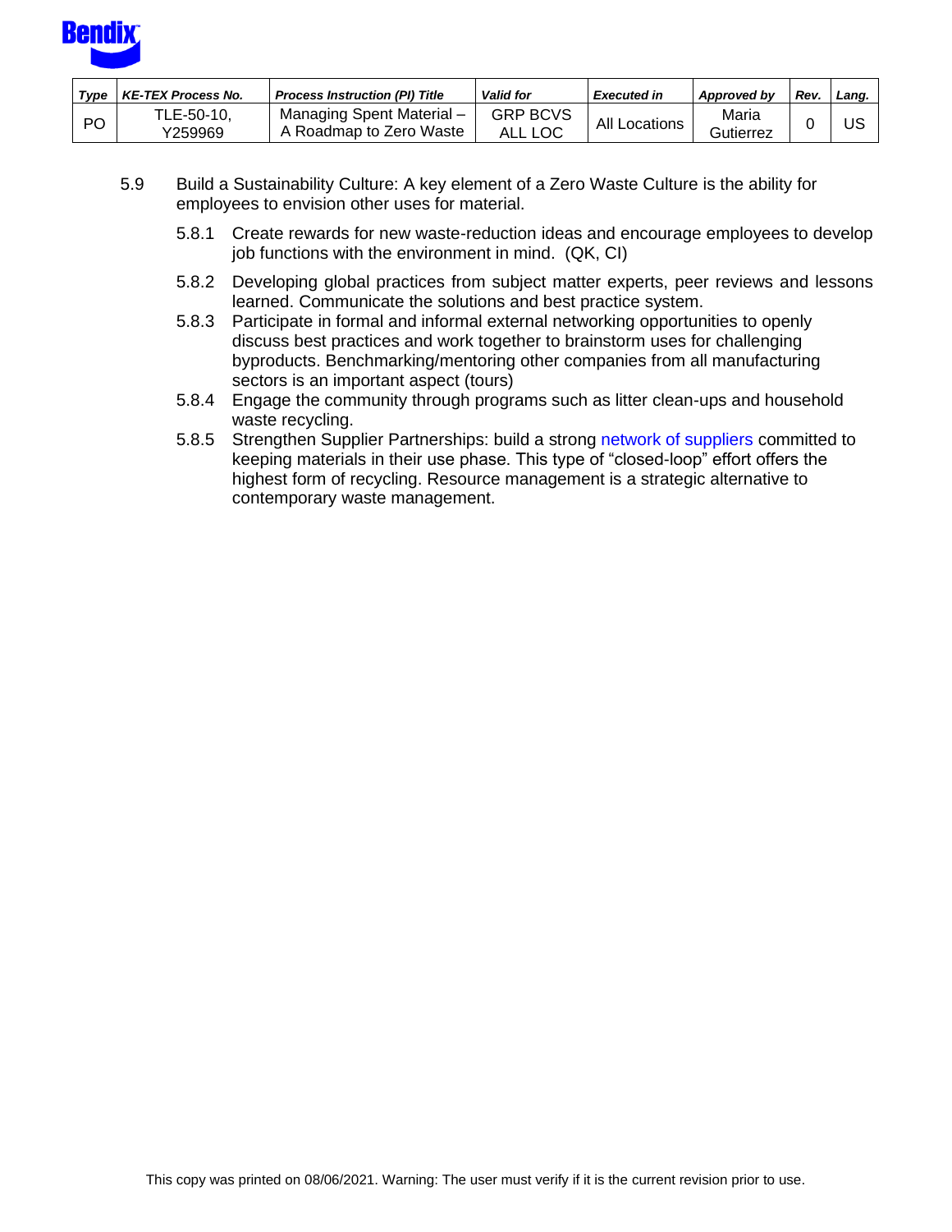5.9 Build a Sustainability Culture: A key element of a Zero Waste Culture is the ability for employees to envision other uses for material.

5.8.1 Create rewards for new waste-reduction ideas and encourage employees to develop job functions with the environment in mind. (QK, CI)

5.8.2 Developing global practices from subject matter experts, peer reviews and lessons learned. Communicate the solutions and best practice system.

5.8.3 Participate in formal and informal external networking opportunities to openly discuss best practices and work together to brainstorm uses for challenging byproducts. Benchmarking/mentoring other companies from all manufacturing sectors is an important aspect (tours)

5.8.4 Engage the community through programs such as litter clean-ups and household waste recycling.

5.8.5 Strengthen Supplier Partnerships: build a strong network of suppliers committed to keeping materials in their use phase. This type of "closed-loop" effort offers the highest form of recycling. Resource management is a strategic alternative to contemporary waste management.